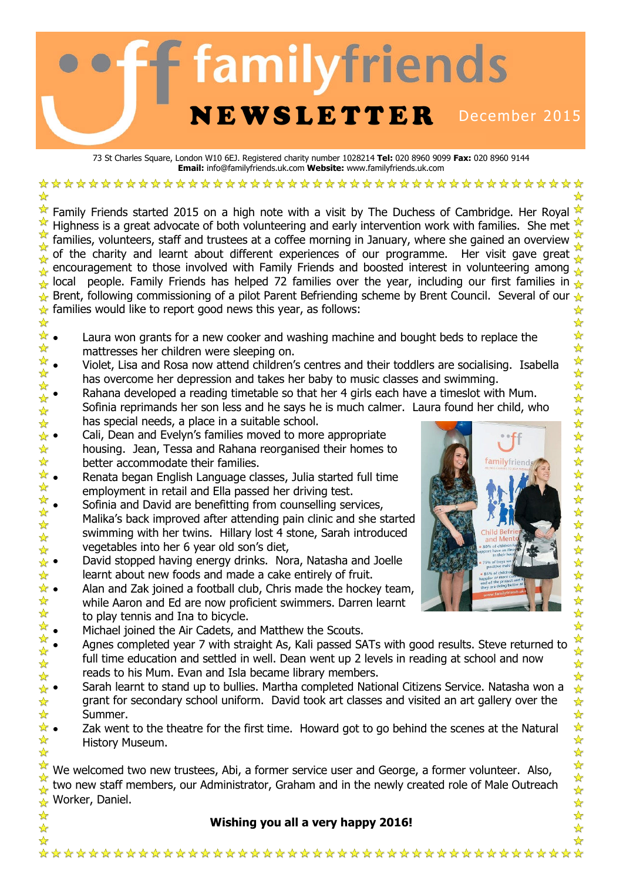# familyfriends NEWSLETTER

December 2015

73 St Charles Square, London W10 6EJ. Registered charity number 1028214 **Tel:** 020 8960 9099 **Fax:** 020 8960 9144
**Email:** info@familyfriends.uk.com **Website:** www.familyfriends.uk.com

Family Friends started 2015 on a high note with a visit by The Duchess of Cambridge. Her Royal Highness is a great advocate of both volunteering and early intervention work with families. She met families, volunteers, staff and trustees at a coffee morning in January, where she gained an overview of the charity and learnt about different experiences of our programme. Her visit gave great encouragement to those involved with Family Friends and boosted interest in volunteering among local people. Family Friends has helped 72 families over the year, including our first families in Brent, following commissioning of a pilot Parent Befriending scheme by Brent Council. Several of our families would like to report good news this year, as follows:

- Laura won grants for a new cooker and washing machine and bought beds to replace the mattresses her children were sleeping on.
- Violet, Lisa and Rosa now attend children's centres and their toddlers are socialising. Isabella has overcome her depression and takes her baby to music classes and swimming.
- Rahana developed a reading timetable so that her 4 girls each have a timeslot with Mum. Sofinia reprimands her son less and he says he is much calmer. Laura found her child, who has special needs, a place in a suitable school.
- Cali, Dean and Evelyn's families moved to more appropriate housing. Jean, Tessa and Rahana reorganised their homes to better accommodate their families.
- Renata began English Language classes, Julia started full time employment in retail and Ella passed her driving test.
- Sofinia and David are benefitting from counselling services, Malika's back improved after attending pain clinic and she started swimming with her twins. Hillary lost 4 stone, Sarah introduced vegetables into her 6 year old son's diet,
- David stopped having energy drinks. Nora, Natasha and Joelle learnt about new foods and made a cake entirely of fruit.
- Alan and Zak joined a football club, Chris made the hockey team, while Aaron and Ed are now proficient swimmers. Darren learnt to play tennis and Ina to bicycle.
- Michael joined the Air Cadets, and Matthew the Scouts.
- Agnes completed year 7 with straight As, Kali passed SATs with good results. Steve returned to full time education and settled in well. Dean went up 2 levels in reading at school and now reads to his Mum. Evan and Isla became library members.
- Sarah learnt to stand up to bullies. Martha completed National Citizens Service. Natasha won a grant for secondary school uniform. David took art classes and visited an art gallery over the Summer.
- Zak went to the theatre for the first time. Howard got to go behind the scenes at the Natural History Museum.

We welcomed two new trustees, Abi, a former service user and George, a former volunteer. Also, two new staff members, our Administrator, Graham and in the newly created role of Male Outreach Worker, Daniel.

**Wishing you all a very happy 2016!**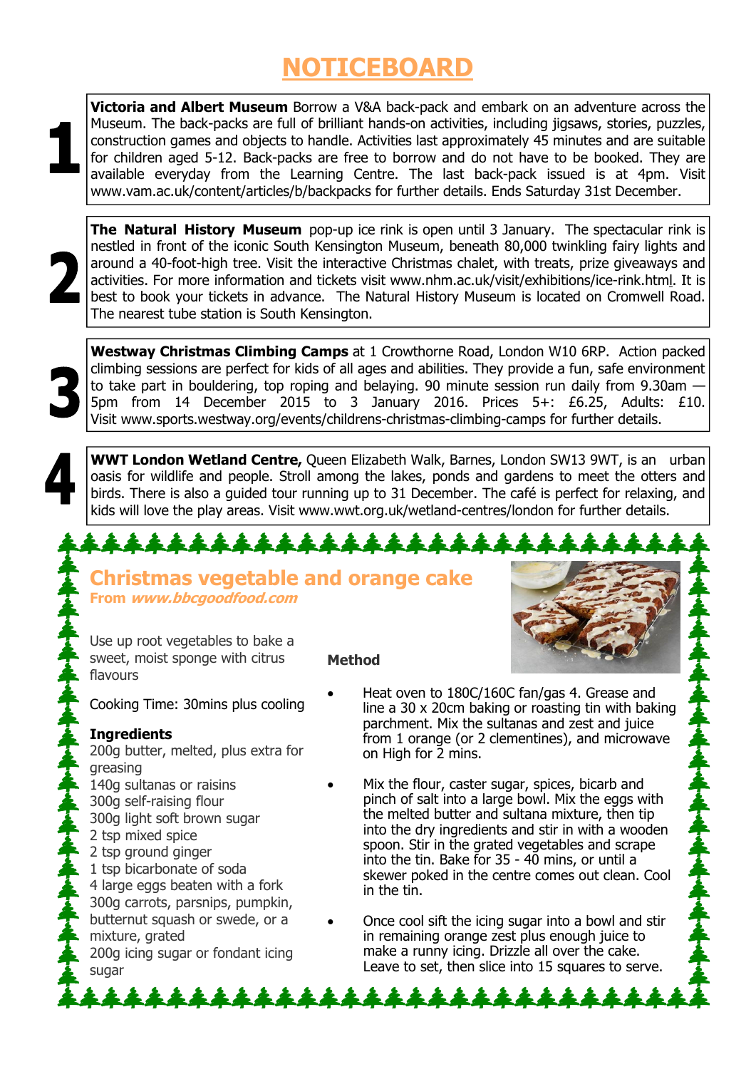# NOTICEBOARD

**1**

**Victoria and Albert Museum** Borrow a V&A back-pack and embark on an adventure across the Museum. The back-packs are full of brilliant hands-on activities, including jigsaws, stories, puzzles, construction games and objects to handle. Activities last approximately 45 minutes and are suitable for children aged 5-12. Back-packs are free to borrow and do not have to be booked. They are available everyday from the Learning Centre. The last back-pack issued is at 4pm. Visit www.vam.ac.uk/content/articles/b/backpacks for further details. Ends Saturday 31st December.

**2**

**The Natural History Museum** pop-up ice rink is open until 3 January. The spectacular rink is nestled in front of the iconic South Kensington Museum, beneath 80,000 twinkling fairy lights and around a 40-foot-high tree. Visit the interactive Christmas chalet, with treats, prize giveaways and activities. For more information and tickets visit www.nhm.ac.uk/visit/exhibitions/ice-rink.html. It is best to book your tickets in advance. The Natural History Museum is located on Cromwell Road. The nearest tube station is South Kensington.

**3**

**Westway Christmas Climbing Camps** at 1 Crowthorne Road, London W10 6RP. Action packed climbing sessions are perfect for kids of all ages and abilities. They provide a fun, safe environment to take part in bouldering, top roping and belaying. 90 minute session run daily from 9.30am — 5pm from 14 December 2015 to 3 January 2016. Prices 5+: £6.25, Adults: £10. Visit www.sports.westway.org/events/childrens-christmas-climbing-camps for further details.

**4**

**WWT London Wetland Centre,** Queen Elizabeth Walk, Barnes, London SW13 9WT, is an urban oasis for wildlife and people. Stroll among the lakes, ponds and gardens to meet the otters and birds. There is also a guided tour running up to 31 December. The café is perfect for relaxing, and kids will love the play areas. Visit www.wwt.org.uk/wetland-centres/london for further details.

## Christmas vegetable and orange cake

**From *www.bbcgoodfood.com***

Use up root vegetables to bake a sweet, moist sponge with citrus flavours

Cooking Time: 30mins plus cooling

**Ingredients**

200g butter, melted, plus extra for greasing
140g sultanas or raisins
300g self-raising flour
300g light soft brown sugar
2 tsp mixed spice
2 tsp ground ginger
1 tsp bicarbonate of soda
4 large eggs beaten with a fork
300g carrots, parsnips, pumpkin, butternut squash or swede, or a mixture, grated
200g icing sugar or fondant icing sugar

**Method**

- Heat oven to 180C/160C fan/gas 4. Grease and line a 30 x 20cm baking or roasting tin with baking parchment. Mix the sultanas and zest and juice from 1 orange (or 2 clementines), and microwave on High for 2 mins.
- Mix the flour, caster sugar, spices, bicarb and pinch of salt into a large bowl. Mix the eggs with the melted butter and sultana mixture, then tip into the dry ingredients and stir in with a wooden spoon. Stir in the grated vegetables and scrape into the tin. Bake for 35 - 40 mins, or until a skewer poked in the centre comes out clean. Cool in the tin.
- Once cool sift the icing sugar into a bowl and stir in remaining orange zest plus enough juice to make a runny icing. Drizzle all over the cake. Leave to set, then slice into 15 squares to serve.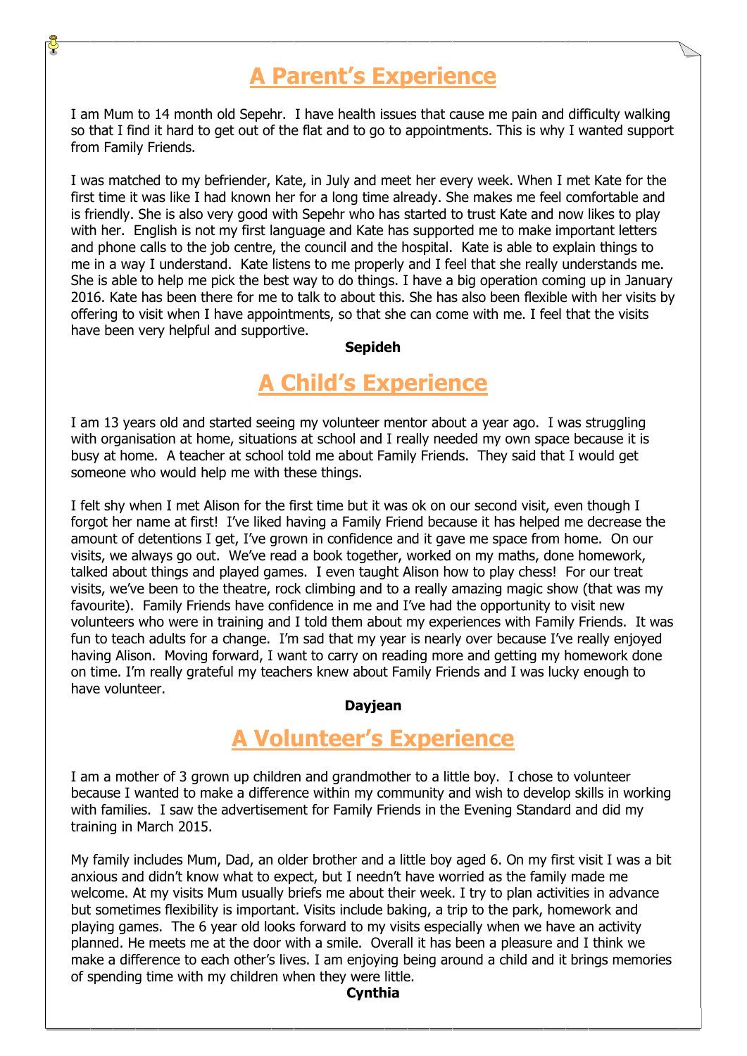## A Parent's Experience

I am Mum to 14 month old Sepehr. I have health issues that cause me pain and difficulty walking so that I find it hard to get out of the flat and to go to appointments. This is why I wanted support from Family Friends.

I was matched to my befriender, Kate, in July and meet her every week. When I met Kate for the first time it was like I had known her for a long time already. She makes me feel comfortable and is friendly. She is also very good with Sepehr who has started to trust Kate and now likes to play with her. English is not my first language and Kate has supported me to make important letters and phone calls to the job centre, the council and the hospital. Kate is able to explain things to me in a way I understand. Kate listens to me properly and I feel that she really understands me. She is able to help me pick the best way to do things. I have a big operation coming up in January 2016. Kate has been there for me to talk to about this. She has also been flexible with her visits by offering to visit when I have appointments, so that she can come with me. I feel that the visits have been very helpful and supportive.

**Sepideh**

## A Child's Experience

I am 13 years old and started seeing my volunteer mentor about a year ago. I was struggling with organisation at home, situations at school and I really needed my own space because it is busy at home. A teacher at school told me about Family Friends. They said that I would get someone who would help me with these things.

I felt shy when I met Alison for the first time but it was ok on our second visit, even though I forgot her name at first! I've liked having a Family Friend because it has helped me decrease the amount of detentions I get, I've grown in confidence and it gave me space from home. On our visits, we always go out. We've read a book together, worked on my maths, done homework, talked about things and played games. I even taught Alison how to play chess! For our treat visits, we've been to the theatre, rock climbing and to a really amazing magic show (that was my favourite). Family Friends have confidence in me and I've had the opportunity to visit new volunteers who were in training and I told them about my experiences with Family Friends. It was fun to teach adults for a change. I'm sad that my year is nearly over because I've really enjoyed having Alison. Moving forward, I want to carry on reading more and getting my homework done on time. I'm really grateful my teachers knew about Family Friends and I was lucky enough to have volunteer.

**Dayjean**

## A Volunteer's Experience

I am a mother of 3 grown up children and grandmother to a little boy. I chose to volunteer because I wanted to make a difference within my community and wish to develop skills in working with families. I saw the advertisement for Family Friends in the Evening Standard and did my training in March 2015.

My family includes Mum, Dad, an older brother and a little boy aged 6. On my first visit I was a bit anxious and didn't know what to expect, but I needn't have worried as the family made me welcome. At my visits Mum usually briefs me about their week. I try to plan activities in advance but sometimes flexibility is important. Visits include baking, a trip to the park, homework and playing games. The 6 year old looks forward to my visits especially when we have an activity planned. He meets me at the door with a smile. Overall it has been a pleasure and I think we make a difference to each other's lives. I am enjoying being around a child and it brings memories of spending time with my children when they were little.

**Cynthia**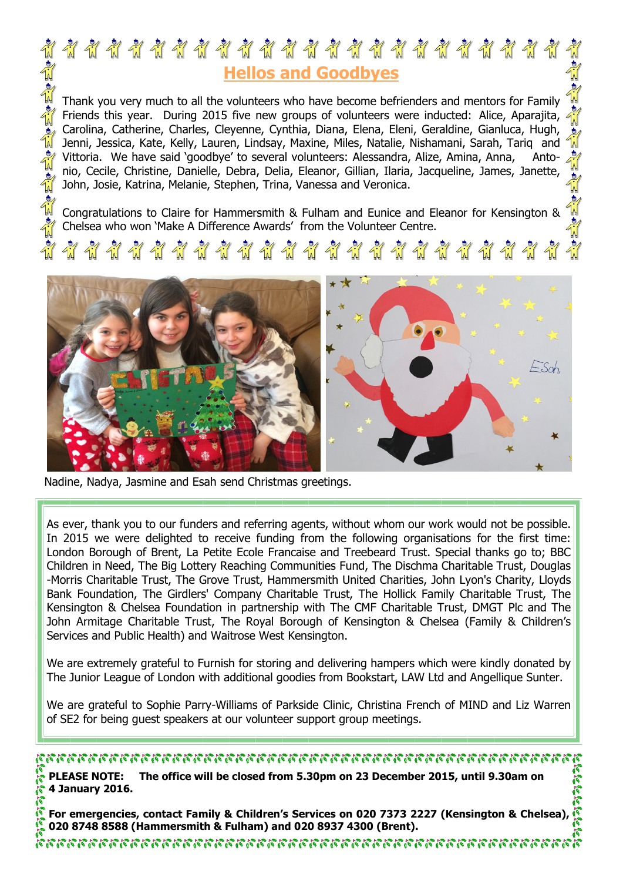## Hellos and Goodbyes

Thank you very much to all the volunteers who have become befrienders and mentors for Family Friends this year. During 2015 five new groups of volunteers were inducted: Alice, Aparajita, Carolina, Catherine, Charles, Cleyenne, Cynthia, Diana, Elena, Eleni, Geraldine, Gianluca, Hugh, Jenni, Jessica, Kate, Kelly, Lauren, Lindsay, Maxine, Miles, Natalie, Nishamani, Sarah, Tariq and Vittoria. We have said 'goodbye' to several volunteers: Alessandra, Alize, Amina, Anna, Antonio, Cecile, Christine, Danielle, Debra, Delia, Eleanor, Gillian, Ilaria, Jacqueline, James, Janette, John, Josie, Katrina, Melanie, Stephen, Trina, Vanessa and Veronica.

Congratulations to Claire for Hammersmith & Fulham and Eunice and Eleanor for Kensington & Chelsea who won 'Make A Difference Awards' from the Volunteer Centre.

Nadine, Nadya, Jasmine and Esah send Christmas greetings.

As ever, thank you to our funders and referring agents, without whom our work would not be possible. In 2015 we were delighted to receive funding from the following organisations for the first time: London Borough of Brent, La Petite Ecole Francaise and Treebeard Trust. Special thanks go to; BBC Children in Need, The Big Lottery Reaching Communities Fund, The Dischma Charitable Trust, Douglas-Morris Charitable Trust, The Grove Trust, Hammersmith United Charities, John Lyon's Charity, Lloyds Bank Foundation, The Girdlers' Company Charitable Trust, The Hollick Family Charitable Trust, The Kensington & Chelsea Foundation in partnership with The CMF Charitable Trust, DMGT Plc and The John Armitage Charitable Trust, The Royal Borough of Kensington & Chelsea (Family & Children's Services and Public Health) and Waitrose West Kensington.

We are extremely grateful to Furnish for storing and delivering hampers which were kindly donated by The Junior League of London with additional goodies from Bookstart, LAW Ltd and Angellique Sunter.

We are grateful to Sophie Parry-Williams of Parkside Clinic, Christina French of MIND and Liz Warren of SE2 for being guest speakers at our volunteer support group meetings.

**PLEASE NOTE: The office will be closed from 5.30pm on 23 December 2015, until 9.30am on 4 January 2016.**

**For emergencies, contact Family & Children's Services on 020 7373 2227 (Kensington & Chelsea), 020 8748 8588 (Hammersmith & Fulham) and 020 8937 4300 (Brent).**